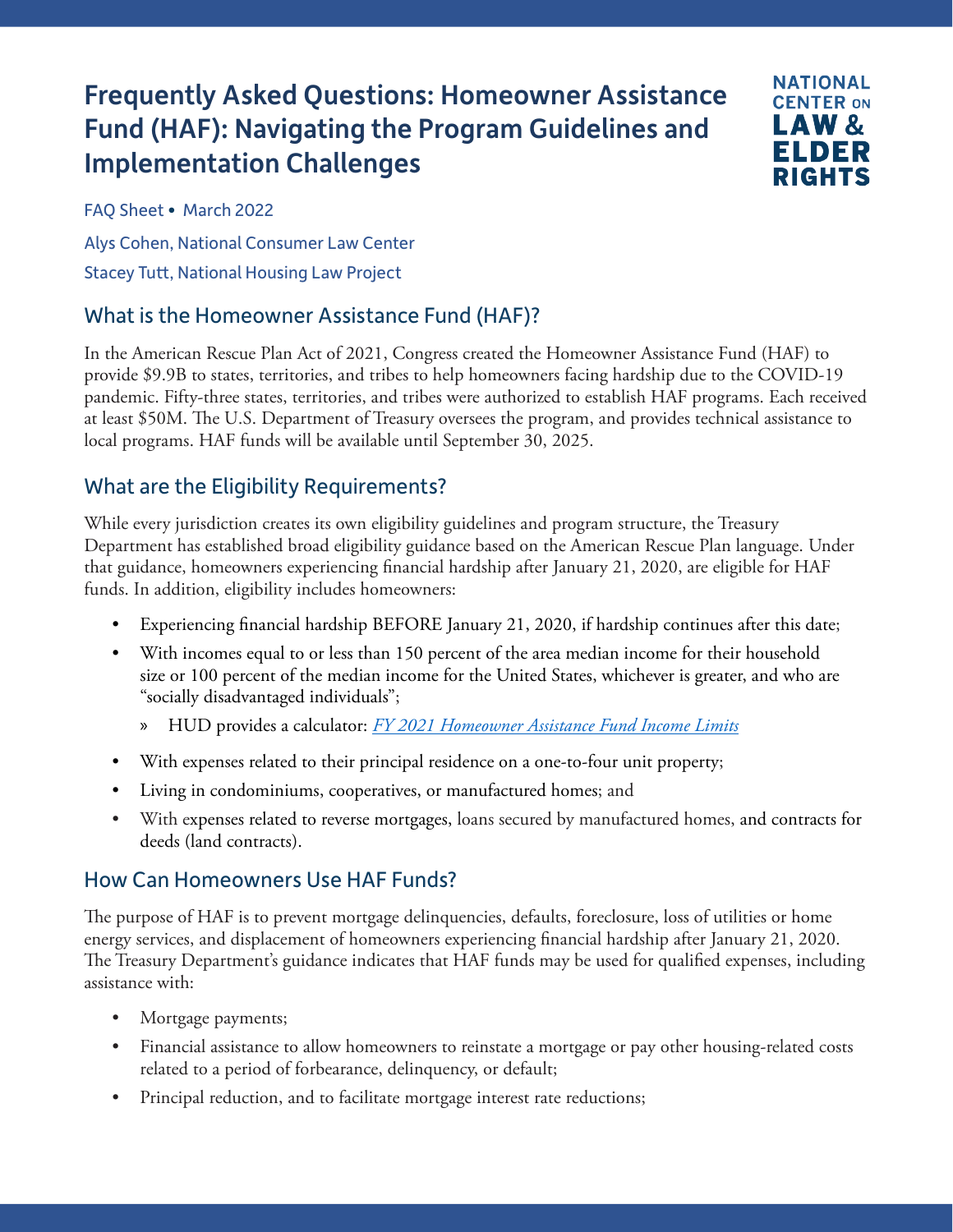# Frequently Asked Questions: Homeowner Assistance Fund (HAF): Navigating the Program Guidelines and Implementation Challenges

NATIONAL CENTER ON LAW & ELDER RIGHTS

FAQ Sheet • March 2022

Alys Cohen, National Consumer Law Center

Stacey Tutt, National Housing Law Project

## What is the Homeowner Assistance Fund (HAF)?

In the American Rescue Plan Act of 2021, Congress created the Homeowner Assistance Fund (HAF) to provide $9.9B to states, territories, and tribes to help homeowners facing hardship due to the COVID-19 pandemic. Fifty-three states, territories, and tribes were authorized to establish HAF programs. Each received at least $50M. The U.S. Department of Treasury oversees the program, and provides technical assistance to local programs. HAF funds will be available until September 30, 2025.

## What are the Eligibility Requirements?

While every jurisdiction creates its own eligibility guidelines and program structure, the Treasury Department has established broad eligibility guidance based on the American Rescue Plan language. Under that guidance, homeowners experiencing financial hardship after January 21, 2020, are eligible for HAF funds. In addition, eligibility includes homeowners:

- Experiencing financial hardship BEFORE January 21, 2020, if hardship continues after this date;
- With incomes equal to or less than 150 percent of the area median income for their household size or 100 percent of the median income for the United States, whichever is greater, and who are "socially disadvantaged individuals";
  - HUD provides a calculator: *FY 2021 Homeowner Assistance Fund Income Limits*
- With expenses related to their principal residence on a one-to-four unit property;
- Living in condominiums, cooperatives, or manufactured homes; and
- With expenses related to reverse mortgages, loans secured by manufactured homes, and contracts for deeds (land contracts).

## How Can Homeowners Use HAF Funds?

The purpose of HAF is to prevent mortgage delinquencies, defaults, foreclosure, loss of utilities or home energy services, and displacement of homeowners experiencing financial hardship after January 21, 2020. The Treasury Department's guidance indicates that HAF funds may be used for qualified expenses, including assistance with:

- Mortgage payments;
- Financial assistance to allow homeowners to reinstate a mortgage or pay other housing-related costs related to a period of forbearance, delinquency, or default;
- Principal reduction, and to facilitate mortgage interest rate reductions;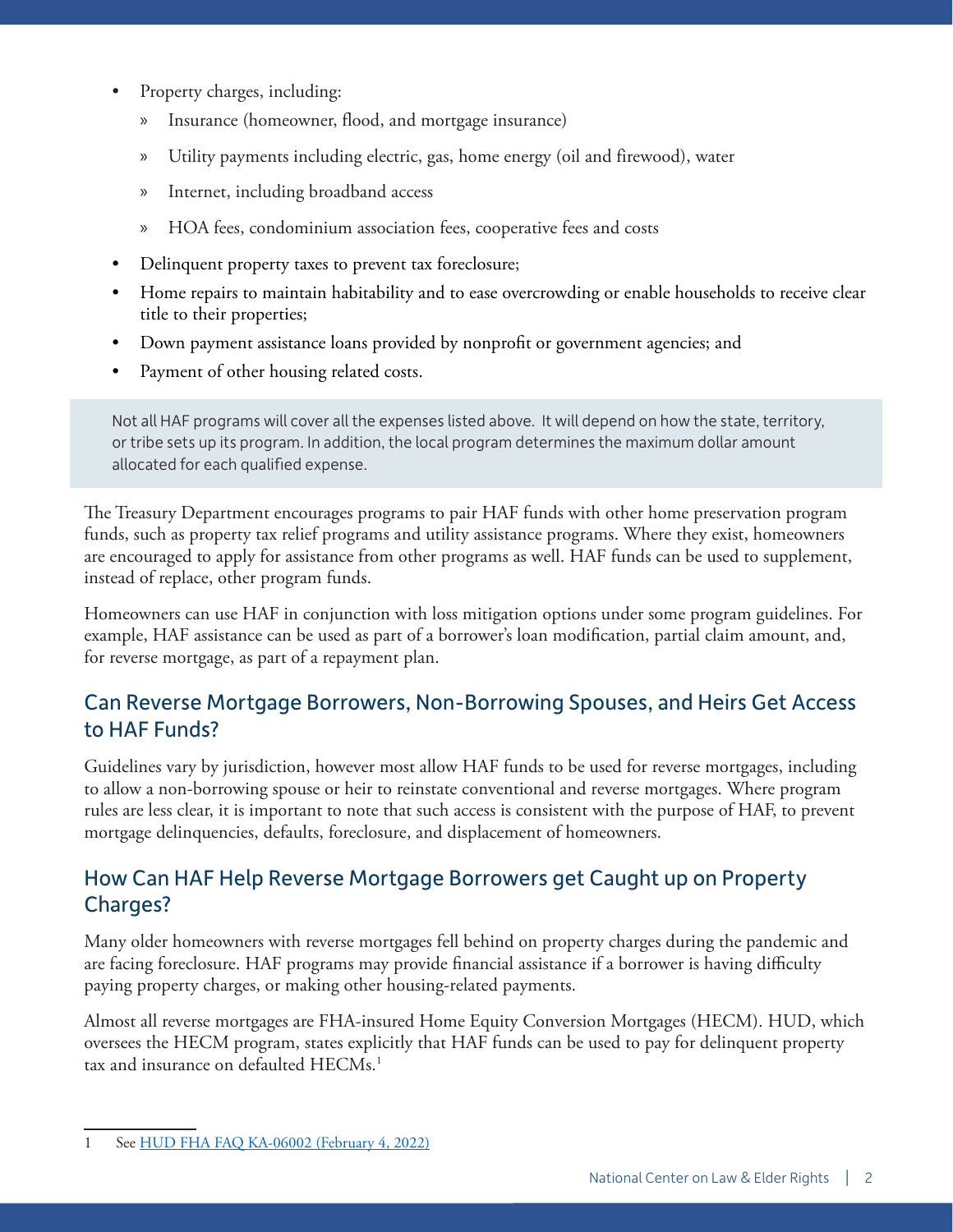- Property charges, including:
  - Insurance (homeowner, flood, and mortgage insurance)
  - Utility payments including electric, gas, home energy (oil and firewood), water
  - Internet, including broadband access
  - HOA fees, condominium association fees, cooperative fees and costs
- Delinquent property taxes to prevent tax foreclosure;
- Home repairs to maintain habitability and to ease overcrowding or enable households to receive clear title to their properties;
- Down payment assistance loans provided by nonprofit or government agencies; and
- Payment of other housing related costs.

> Not all HAF programs will cover all the expenses listed above. It will depend on how the state, territory, or tribe sets up its program. In addition, the local program determines the maximum dollar amount allocated for each qualified expense.

The Treasury Department encourages programs to pair HAF funds with other home preservation program funds, such as property tax relief programs and utility assistance programs. Where they exist, homeowners are encouraged to apply for assistance from other programs as well. HAF funds can be used to supplement, instead of replace, other program funds.

Homeowners can use HAF in conjunction with loss mitigation options under some program guidelines. For example, HAF assistance can be used as part of a borrower's loan modification, partial claim amount, and, for reverse mortgage, as part of a repayment plan.

## Can Reverse Mortgage Borrowers, Non-Borrowing Spouses, and Heirs Get Access to HAF Funds?

Guidelines vary by jurisdiction, however most allow HAF funds to be used for reverse mortgages, including to allow a non-borrowing spouse or heir to reinstate conventional and reverse mortgages. Where program rules are less clear, it is important to note that such access is consistent with the purpose of HAF, to prevent mortgage delinquencies, defaults, foreclosure, and displacement of homeowners.

## How Can HAF Help Reverse Mortgage Borrowers get Caught up on Property Charges?

Many older homeowners with reverse mortgages fell behind on property charges during the pandemic and are facing foreclosure. HAF programs may provide financial assistance if a borrower is having difficulty paying property charges, or making other housing-related payments.

Almost all reverse mortgages are FHA-insured Home Equity Conversion Mortgages (HECM). HUD, which oversees the HECM program, states explicitly that HAF funds can be used to pay for delinquent property tax and insurance on defaulted HECMs.[1]

---

1 See HUD FHA FAQ KA-06002 (February 4, 2022)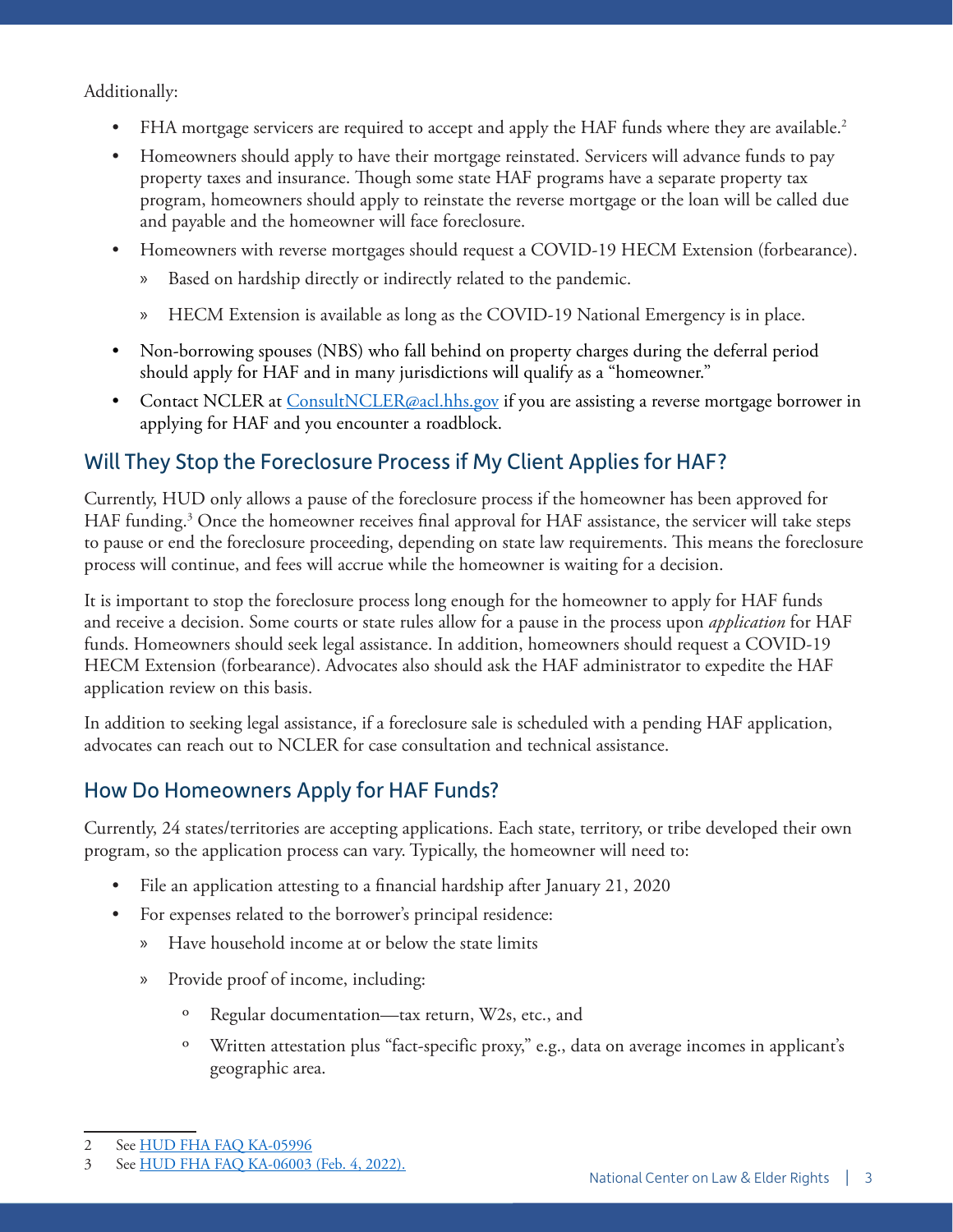Additionally:

- FHA mortgage servicers are required to accept and apply the HAF funds where they are available.[2]
- Homeowners should apply to have their mortgage reinstated. Servicers will advance funds to pay property taxes and insurance. Though some state HAF programs have a separate property tax program, homeowners should apply to reinstate the reverse mortgage or the loan will be called due and payable and the homeowner will face foreclosure.
- Homeowners with reverse mortgages should request a COVID-19 HECM Extension (forbearance).
  - Based on hardship directly or indirectly related to the pandemic.
  - HECM Extension is available as long as the COVID-19 National Emergency is in place.
- Non-borrowing spouses (NBS) who fall behind on property charges during the deferral period should apply for HAF and in many jurisdictions will qualify as a "homeowner."
- Contact NCLER at [ConsultNCLER@acl.hhs.gov](mailto:ConsultNCLER@acl.hhs.gov) if you are assisting a reverse mortgage borrower in applying for HAF and you encounter a roadblock.

## Will They Stop the Foreclosure Process if My Client Applies for HAF?

Currently, HUD only allows a pause of the foreclosure process if the homeowner has been approved for HAF funding.[3] Once the homeowner receives final approval for HAF assistance, the servicer will take steps to pause or end the foreclosure proceeding, depending on state law requirements. This means the foreclosure process will continue, and fees will accrue while the homeowner is waiting for a decision.

It is important to stop the foreclosure process long enough for the homeowner to apply for HAF funds and receive a decision. Some courts or state rules allow for a pause in the process upon *application* for HAF funds. Homeowners should seek legal assistance. In addition, homeowners should request a COVID-19 HECM Extension (forbearance). Advocates also should ask the HAF administrator to expedite the HAF application review on this basis.

In addition to seeking legal assistance, if a foreclosure sale is scheduled with a pending HAF application, advocates can reach out to NCLER for case consultation and technical assistance.

## How Do Homeowners Apply for HAF Funds?

Currently, 24 states/territories are accepting applications. Each state, territory, or tribe developed their own program, so the application process can vary. Typically, the homeowner will need to:

- File an application attesting to a financial hardship after January 21, 2020
- For expenses related to the borrower's principal residence:
  - Have household income at or below the state limits
  - Provide proof of income, including:
    - Regular documentation—tax return, W2s, etc., and
    - Written attestation plus "fact-specific proxy," e.g., data on average incomes in applicant's geographic area.

---

2 See HUD FHA FAQ KA-05996

3 See HUD FHA FAQ KA-06003 (Feb. 4, 2022).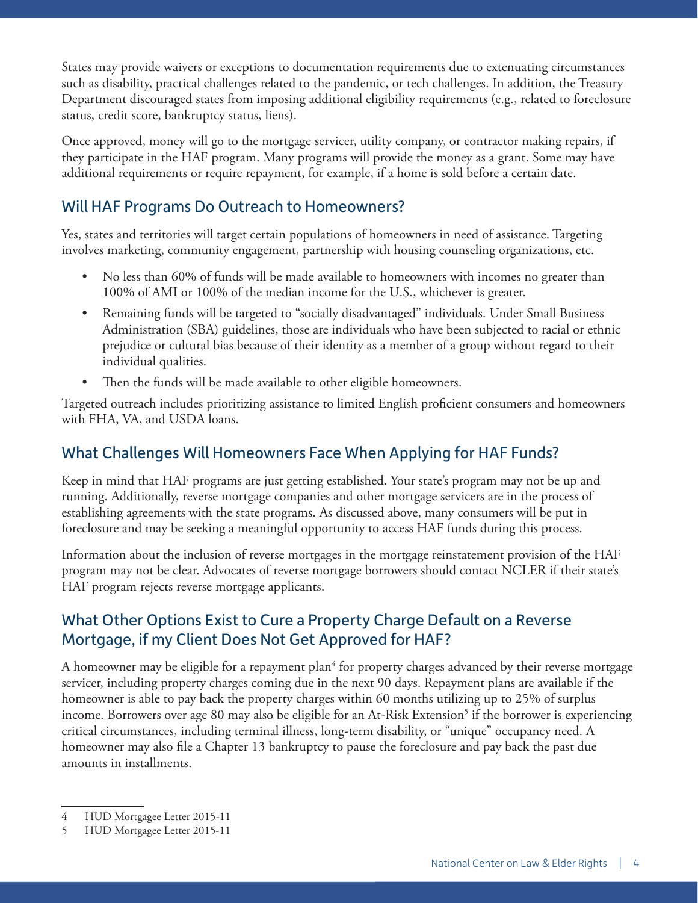States may provide waivers or exceptions to documentation requirements due to extenuating circumstances such as disability, practical challenges related to the pandemic, or tech challenges. In addition, the Treasury Department discouraged states from imposing additional eligibility requirements (e.g., related to foreclosure status, credit score, bankruptcy status, liens).

Once approved, money will go to the mortgage servicer, utility company, or contractor making repairs, if they participate in the HAF program. Many programs will provide the money as a grant. Some may have additional requirements or require repayment, for example, if a home is sold before a certain date.

## Will HAF Programs Do Outreach to Homeowners?

Yes, states and territories will target certain populations of homeowners in need of assistance. Targeting involves marketing, community engagement, partnership with housing counseling organizations, etc.

- No less than 60% of funds will be made available to homeowners with incomes no greater than 100% of AMI or 100% of the median income for the U.S., whichever is greater.
- Remaining funds will be targeted to "socially disadvantaged" individuals. Under Small Business Administration (SBA) guidelines, those are individuals who have been subjected to racial or ethnic prejudice or cultural bias because of their identity as a member of a group without regard to their individual qualities.
- Then the funds will be made available to other eligible homeowners.

Targeted outreach includes prioritizing assistance to limited English proficient consumers and homeowners with FHA, VA, and USDA loans.

## What Challenges Will Homeowners Face When Applying for HAF Funds?

Keep in mind that HAF programs are just getting established. Your state's program may not be up and running. Additionally, reverse mortgage companies and other mortgage servicers are in the process of establishing agreements with the state programs. As discussed above, many consumers will be put in foreclosure and may be seeking a meaningful opportunity to access HAF funds during this process.

Information about the inclusion of reverse mortgages in the mortgage reinstatement provision of the HAF program may not be clear. Advocates of reverse mortgage borrowers should contact NCLER if their state's HAF program rejects reverse mortgage applicants.

## What Other Options Exist to Cure a Property Charge Default on a Reverse Mortgage, if my Client Does Not Get Approved for HAF?

A homeowner may be eligible for a repayment plan[4] for property charges advanced by their reverse mortgage servicer, including property charges coming due in the next 90 days. Repayment plans are available if the homeowner is able to pay back the property charges within 60 months utilizing up to 25% of surplus income. Borrowers over age 80 may also be eligible for an At-Risk Extension[5] if the borrower is experiencing critical circumstances, including terminal illness, long-term disability, or "unique" occupancy need. A homeowner may also file a Chapter 13 bankruptcy to pause the foreclosure and pay back the past due amounts in installments.

---

4 HUD Mortgagee Letter 2015-11

5 HUD Mortgagee Letter 2015-11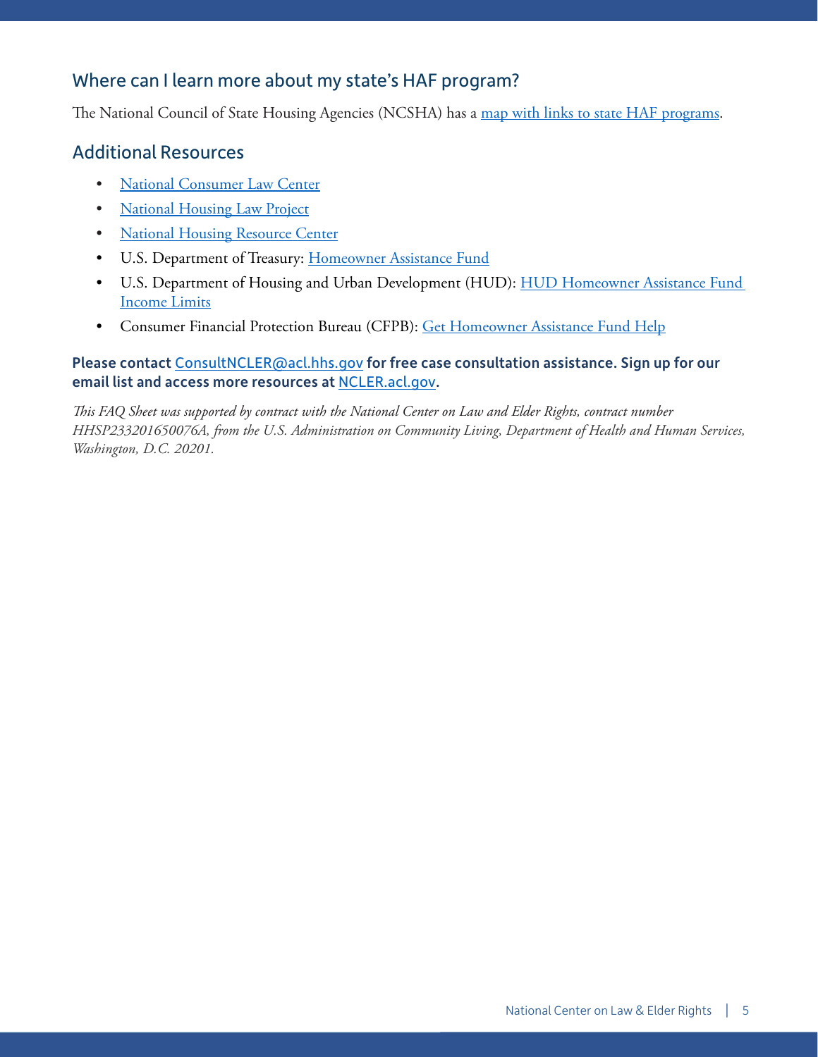## Where can I learn more about my state's HAF program?

The National Council of State Housing Agencies (NCSHA) has a map with links to state HAF programs.

## Additional Resources

- National Consumer Law Center
- National Housing Law Project
- National Housing Resource Center
- U.S. Department of Treasury: Homeowner Assistance Fund
- U.S. Department of Housing and Urban Development (HUD): HUD Homeowner Assistance Fund Income Limits
- Consumer Financial Protection Bureau (CFPB): Get Homeowner Assistance Fund Help

**Please contact ConsultNCLER@acl.hhs.gov for free case consultation assistance. Sign up for our email list and access more resources at NCLER.acl.gov.**

*This FAQ Sheet was supported by contract with the National Center on Law and Elder Rights, contract number HHSP233201650076A, from the U.S. Administration on Community Living, Department of Health and Human Services, Washington, D.C. 20201.*